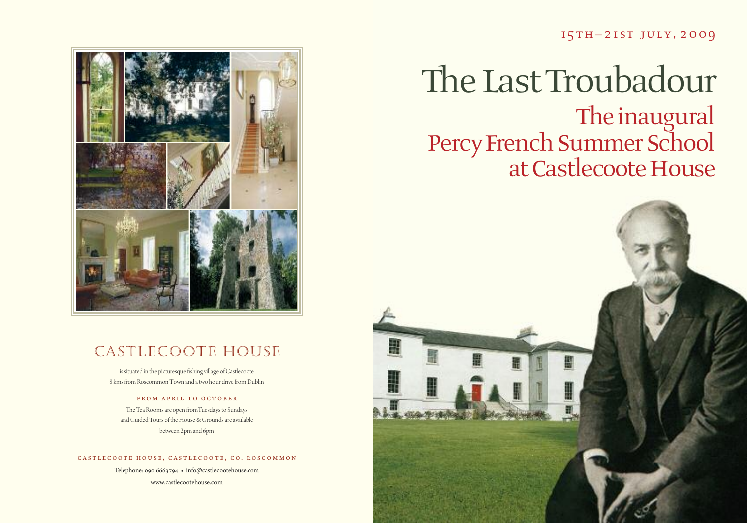15TH–21ST JULY, 2009

# The Last Troubadour

## The inaugural Percy French Summer School at Castlecoote House

## CASTLECOOTE HOUSE

is situated in the picturesque fishing village of Castlecoote
8 kms from Roscommon Town and a two hour drive from Dublin

**FROM APRIL TO OCTOBER**

The Tea Rooms are open fromTuesdays to Sundays
and Guided Tours of the House & Grounds are available
between 2pm and 6pm

**CASTLECOOTE HOUSE, CASTLECOOTE, CO. ROSCOMMON**

Telephone: 090 6663794 • info@castlecootehouse.com

www.castlecootehouse.com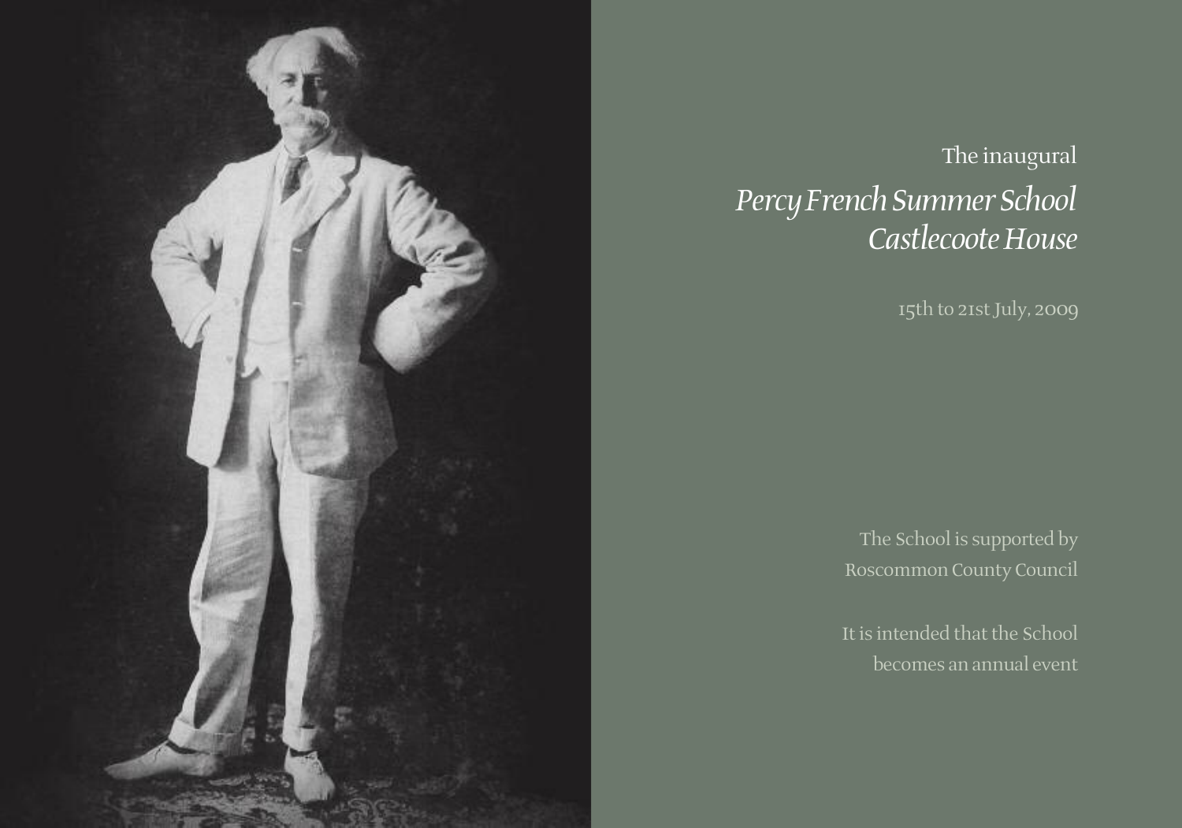The inaugural

# *Percy French Summer School Castlecoote House*

15th to 21st July, 2009

The School is supported by
Roscommon County Council

It is intended that the School
becomes an annual event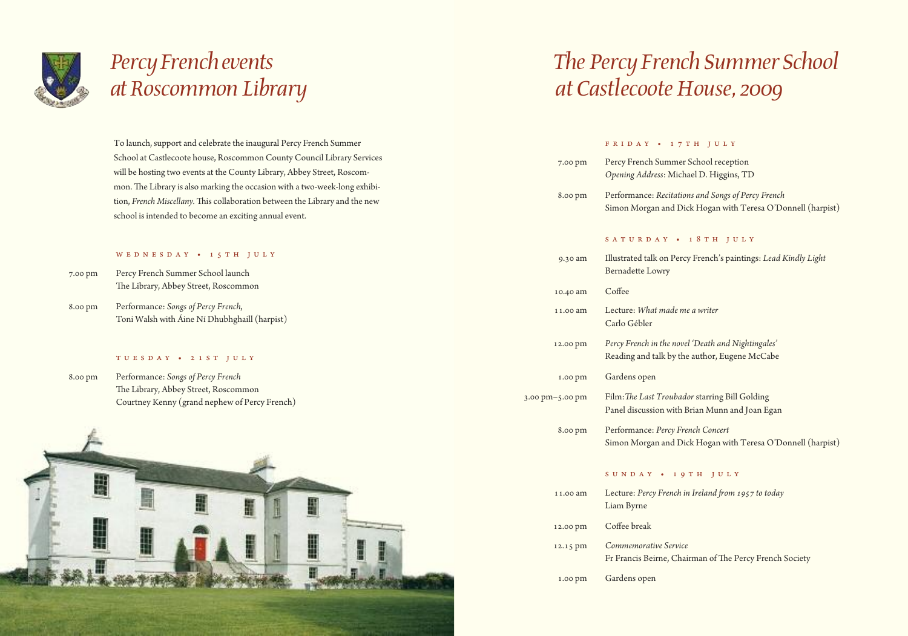# *Percy French events at Roscommon Library*

To launch, support and celebrate the inaugural Percy French Summer School at Castlecoote house, Roscommon County Council Library Services will be hosting two events at the County Library, Abbey Street, Roscommon. The Library is also marking the occasion with a two-week-long exhibition, *French Miscellany*. This collaboration between the Library and the new school is intended to become an exciting annual event.

### WEDNESDAY • 15TH JULY

| | |
|---|---|
| 7.00 pm | Percy French Summer School launch<br>The Library, Abbey Street, Roscommon |
| 8.00 pm | Performance: *Songs of Percy French*,<br>Toni Walsh with Áine Ní Dhubhghaill (harpist) |

### TUESDAY • 21ST JULY

| | |
|---|---|
| 8.00 pm | Performance: *Songs of Percy French*<br>The Library, Abbey Street, Roscommon<br>Courtney Kenny (grand nephew of Percy French) |

# *The Percy French Summer School at Castlecoote House, 2009*

### FRIDAY • 17TH JULY

| | |
|---|---|
| 7.00 pm | Percy French Summer School reception<br>*Opening Address*: Michael D. Higgins, TD |
| 8.00 pm | Performance: *Recitations and Songs of Percy French*<br>Simon Morgan and Dick Hogan with Teresa O'Donnell (harpist) |

### SATURDAY • 18TH JULY

| | |
|---|---|
| 9.30 am | Illustrated talk on Percy French's paintings: *Lead Kindly Light*<br>Bernadette Lowry |
| 10.40 am | Coffee |
| 11.00 am | Lecture: *What made me a writer*<br>Carlo Gébler |
| 12.00 pm | *Percy French in the novel 'Death and Nightingales'*<br>Reading and talk by the author, Eugene McCabe |
| 1.00 pm | Gardens open |
| 3.00 pm–5.00 pm | Film: *The Last Troubador* starring Bill Golding<br>Panel discussion with Brian Munn and Joan Egan |
| 8.00 pm | Performance: *Percy French Concert*<br>Simon Morgan and Dick Hogan with Teresa O'Donnell (harpist) |

### SUNDAY • 19TH JULY

| | |
|---|---|
| 11.00 am | Lecture: *Percy French in Ireland from 1957 to today*<br>Liam Byrne |
| 12.00 pm | Coffee break |
| 12.15 pm | *Commemorative Service*<br>Fr Francis Beirne, Chairman of The Percy French Society |
| 1.00 pm | Gardens open |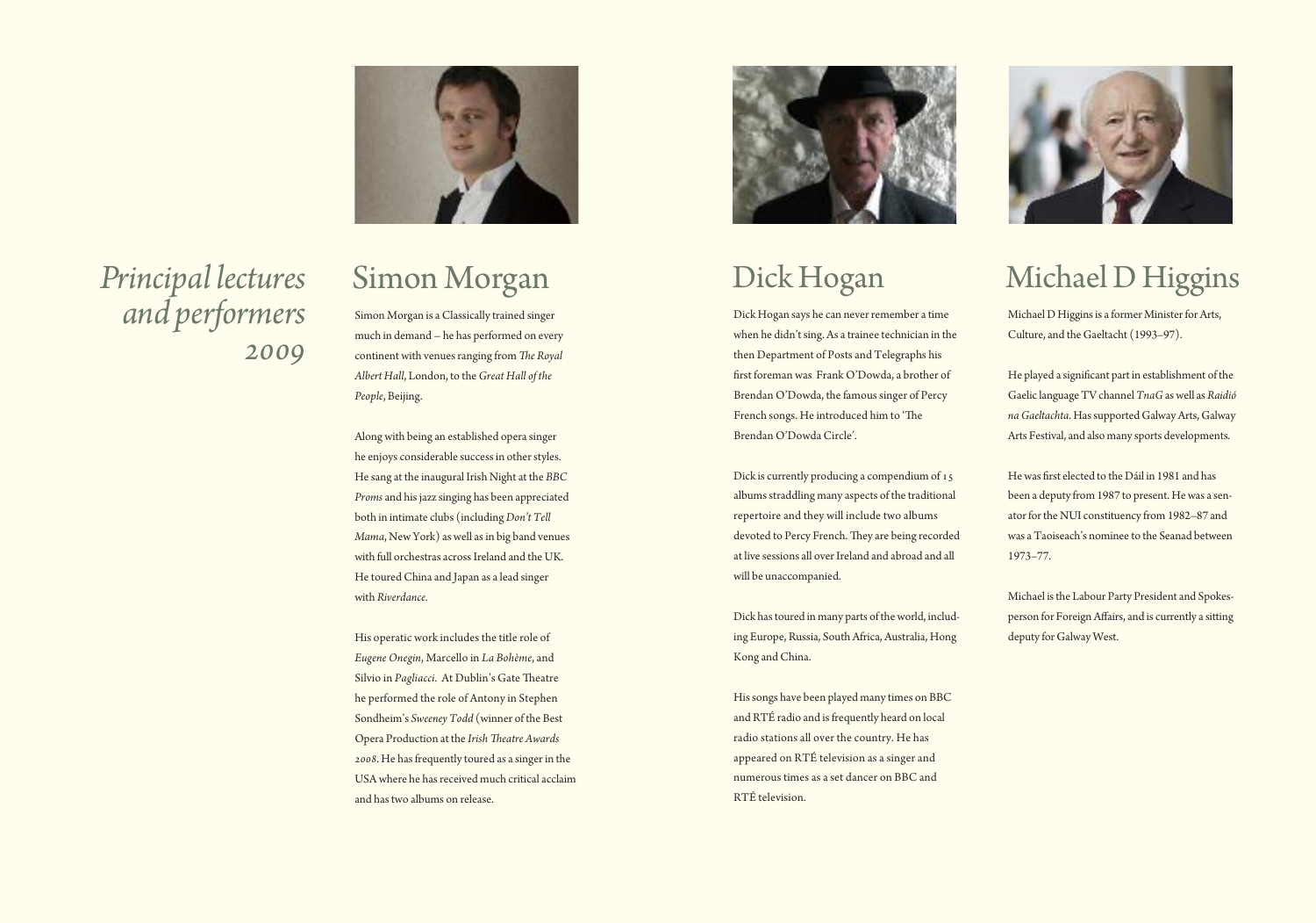# *Principal lectures and performers 2009*

## Simon Morgan

Simon Morgan is a Classically trained singer much in demand – he has performed on every continent with venues ranging from *The Royal Albert Hall*, London, to the *Great Hall of the People*, Beijing.

Along with being an established opera singer he enjoys considerable success in other styles. He sang at the inaugural Irish Night at the *BBC Proms* and his jazz singing has been appreciated both in intimate clubs (including *Don't Tell Mama*, New York) as well as in big band venues with full orchestras across Ireland and the UK. He toured China and Japan as a lead singer with *Riverdance*.

His operatic work includes the title role of *Eugene Onegin*, Marcello in *La Bohème*, and Silvio in *Pagliacci*. At Dublin's Gate Theatre he performed the role of Antony in Stephen Sondheim's *Sweeney Todd* (winner of the Best Opera Production at the *Irish Theatre Awards 2008*. He has frequently toured as a singer in the USA where he has received much critical acclaim and has two albums on release.

## Dick Hogan

Dick Hogan says he can never remember a time when he didn't sing. As a trainee technician in the then Department of Posts and Telegraphs his first foreman was Frank O'Dowda, a brother of Brendan O'Dowda, the famous singer of Percy French songs. He introduced him to 'The Brendan O'Dowda Circle'.

Dick is currently producing a compendium of 15 albums straddling many aspects of the traditional repertoire and they will include two albums devoted to Percy French. They are being recorded at live sessions all over Ireland and abroad and all will be unaccompanied.

Dick has toured in many parts of the world, including Europe, Russia, South Africa, Australia, Hong Kong and China.

His songs have been played many times on BBC and RTÉ radio and is frequently heard on local radio stations all over the country. He has appeared on RTÉ television as a singer and numerous times as a set dancer on BBC and RTÉ television.

## Michael D Higgins

Michael D Higgins is a former Minister for Arts, Culture, and the Gaeltacht (1993–97).

He played a significant part in establishment of the Gaelic language TV channel *TnaG* as well as *Raidió na Gaeltachta*. Has supported Galway Arts, Galway Arts Festival, and also many sports developments.

He was first elected to the Dáil in 1981 and has been a deputy from 1987 to present. He was a senator for the NUI constituency from 1982–87 and was a Taoiseach's nominee to the Seanad between 1973–77.

Michael is the Labour Party President and Spokesperson for Foreign Affairs, and is currently a sitting deputy for Galway West.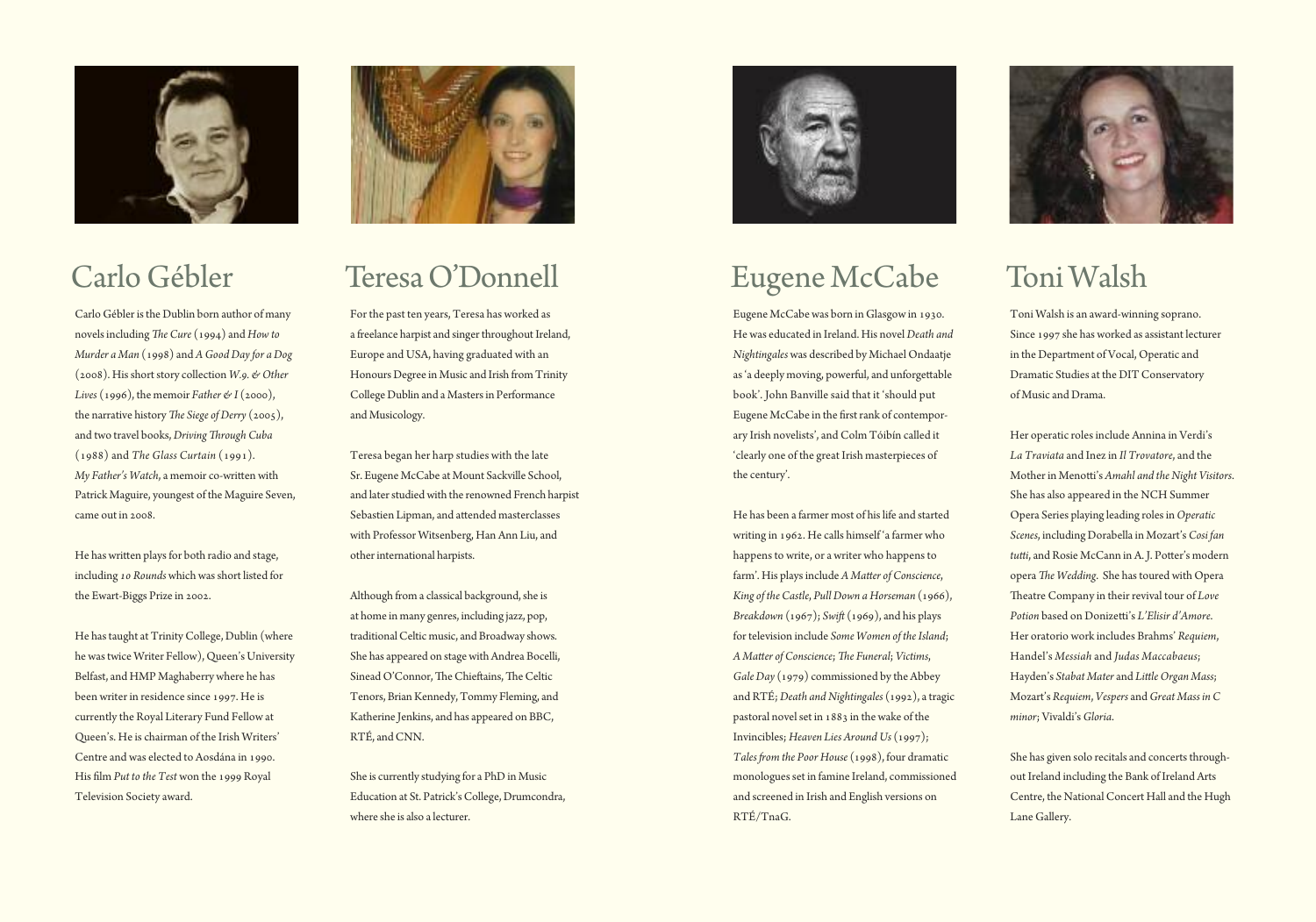## Carlo Gébler

Carlo Gébler is the Dublin born author of many novels including *The Cure* (1994) and *How to Murder a Man* (1998) and *A Good Day for a Dog* (2008). His short story collection *W.9. & Other Lives* (1996), the memoir *Father & I* (2000), the narrative history *The Siege of Derry* (2005), and two travel books, *Driving Through Cuba* (1988) and *The Glass Curtain* (1991). *My Father's Watch*, a memoir co-written with Patrick Maguire, youngest of the Maguire Seven, came out in 2008.

He has written plays for both radio and stage, including *10 Rounds* which was short listed for the Ewart-Biggs Prize in 2002.

He has taught at Trinity College, Dublin (where he was twice Writer Fellow), Queen's University Belfast, and HMP Maghaberry where he has been writer in residence since 1997. He is currently the Royal Literary Fund Fellow at Queen's. He is chairman of the Irish Writers' Centre and was elected to Aosdána in 1990. His film *Put to the Test* won the 1999 Royal Television Society award.

## Teresa O'Donnell

For the past ten years, Teresa has worked as a freelance harpist and singer throughout Ireland, Europe and USA, having graduated with an Honours Degree in Music and Irish from Trinity College Dublin and a Masters in Performance and Musicology.

Teresa began her harp studies with the late Sr. Eugene McCabe at Mount Sackville School, and later studied with the renowned French harpist Sebastien Lipman, and attended masterclasses with Professor Witsenberg, Han Ann Liu, and other international harpists.

Although from a classical background, she is at home in many genres, including jazz, pop, traditional Celtic music, and Broadway shows. She has appeared on stage with Andrea Bocelli, Sinead O'Connor, The Chieftains, The Celtic Tenors, Brian Kennedy, Tommy Fleming, and Katherine Jenkins, and has appeared on BBC, RTÉ, and CNN.

She is currently studying for a PhD in Music Education at St. Patrick's College, Drumcondra, where she is also a lecturer.

## Eugene McCabe

Eugene McCabe was born in Glasgow in 1930. He was educated in Ireland. His novel *Death and Nightingales* was described by Michael Ondaatje as 'a deeply moving, powerful, and unforgettable book'. John Banville said that it 'should put Eugene McCabe in the first rank of contemporary Irish novelists', and Colm Tóibín called it 'clearly one of the great Irish masterpieces of the century'.

He has been a farmer most of his life and started writing in 1962. He calls himself 'a farmer who happens to write, or a writer who happens to farm'. His plays include *A Matter of Conscience*, *King of the Castle*, *Pull Down a Horseman* (1966), *Breakdown* (1967); *Swift* (1969), and his plays for television include *Some Women of the Island*; *A Matter of Conscience*; *The Funeral*; *Victims*, *Gale Day* (1979) commissioned by the Abbey and RTÉ; *Death and Nightingales* (1992), a tragic pastoral novel set in 1883 in the wake of the Invincibles; *Heaven Lies Around Us* (1997); *Tales from the Poor House* (1998), four dramatic monologues set in famine Ireland, commissioned and screened in Irish and English versions on RTÉ/TnaG.

## Toni Walsh

Toni Walsh is an award-winning soprano. Since 1997 she has worked as assistant lecturer in the Department of Vocal, Operatic and Dramatic Studies at the DIT Conservatory of Music and Drama.

Her operatic roles include Annina in Verdi's *La Traviata* and Inez in *Il Trovatore*, and the Mother in Menotti's *Amahl and the Night Visitors*. She has also appeared in the NCH Summer Opera Series playing leading roles in *Operatic Scenes*, including Dorabella in Mozart's *Cosi fan tutti*, and Rosie McCann in A. J. Potter's modern opera *The Wedding*. She has toured with Opera Theatre Company in their revival tour of *Love Potion* based on Donizetti's *L'Elisir d'Amore*. Her oratorio work includes Brahms' *Requiem*, Handel's *Messiah* and *Judas Maccabaeus*; Hayden's *Stabat Mater* and *Little Organ Mass*; Mozart's *Requiem*, *Vespers* and *Great Mass in C minor*; Vivaldi's *Gloria*.

She has given solo recitals and concerts throughout Ireland including the Bank of Ireland Arts Centre, the National Concert Hall and the Hugh Lane Gallery.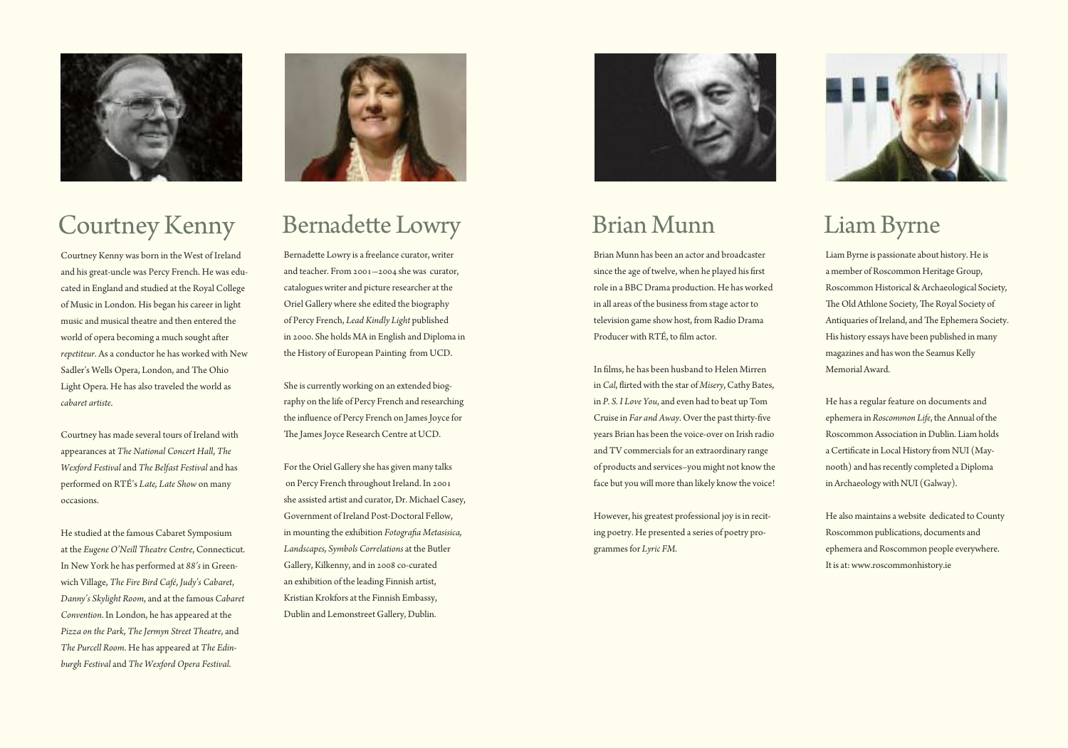## Courtney Kenny

Courtney Kenny was born in the West of Ireland and his great-uncle was Percy French. He was educated in England and studied at the Royal College of Music in London. His began his career in light music and musical theatre and then entered the world of opera becoming a much sought after *repetiteur*. As a conductor he has worked with New Sadler's Wells Opera, London, and The Ohio Light Opera. He has also traveled the world as *cabaret artiste*.

Courtney has made several tours of Ireland with appearances at *The National Concert Hall*, *The Wexford Festival* and *The Belfast Festival* and has performed on RTÉ's *Late, Late Show* on many occasions.

He studied at the famous Cabaret Symposium at the *Eugene O'Neill Theatre Centre*, Connecticut. In New York he has performed at *88's* in Greenwich Village, *The Fire Bird Café*, *Judy's Cabaret*, *Danny's Skylight Room*, and at the famous *Cabaret Convention*. In London, he has appeared at the *Pizza on the Park*, *The Jermyn Street Theatre*, and *The Purcell Room*. He has appeared at *The Edinburgh Festival* and *The Wexford Opera Festival*.

## Bernadette Lowry

Bernadette Lowry is a freelance curator, writer and teacher. From 2001—2004 she was curator, catalogues writer and picture researcher at the Oriel Gallery where she edited the biography of Percy French, *Lead Kindly Light* published in 2000. She holds MA in English and Diploma in the History of European Painting from UCD.

She is currently working on an extended biography on the life of Percy French and researching the influence of Percy French on James Joyce for The James Joyce Research Centre at UCD.

For the Oriel Gallery she has given many talks on Percy French throughout Ireland. In 2001 she assisted artist and curator, Dr. Michael Casey, Government of Ireland Post-Doctoral Fellow, in mounting the exhibition *Fotografia Metasisica, Landscapes, Symbols Correlations* at the Butler Gallery, Kilkenny, and in 2008 co-curated an exhibition of the leading Finnish artist, Kristian Krokfors at the Finnish Embassy, Dublin and Lemonstreet Gallery, Dublin.

## Brian Munn

Brian Munn has been an actor and broadcaster since the age of twelve, when he played his first role in a BBC Drama production. He has worked in all areas of the business from stage actor to television game show host, from Radio Drama Producer with RTÉ, to film actor.

In films, he has been husband to Helen Mirren in *Cal*, flirted with the star of *Misery*, Cathy Bates, in *P. S. I Love You*, and even had to beat up Tom Cruise in *Far and Away*. Over the past thirty-five years Brian has been the voice-over on Irish radio and TV commercials for an extraordinary range of products and services–you might not know the face but you will more than likely know the voice!

However, his greatest professional joy is in reciting poetry. He presented a series of poetry programmes for *Lyric FM*.

## Liam Byrne

Liam Byrne is passionate about history. He is a member of Roscommon Heritage Group, Roscommon Historical & Archaeological Society, The Old Athlone Society, The Royal Society of Antiquaries of Ireland, and The Ephemera Society. His history essays have been published in many magazines and has won the Seamus Kelly Memorial Award.

He has a regular feature on documents and ephemera in *Roscommon Life*, the Annual of the Roscommon Association in Dublin. Liam holds a Certificate in Local History from NUI (Maynooth) and has recently completed a Diploma in Archaeology with NUI (Galway).

He also maintains a website dedicated to County Roscommon publications, documents and ephemera and Roscommon people everywhere. It is at: www.roscommonhistory.ie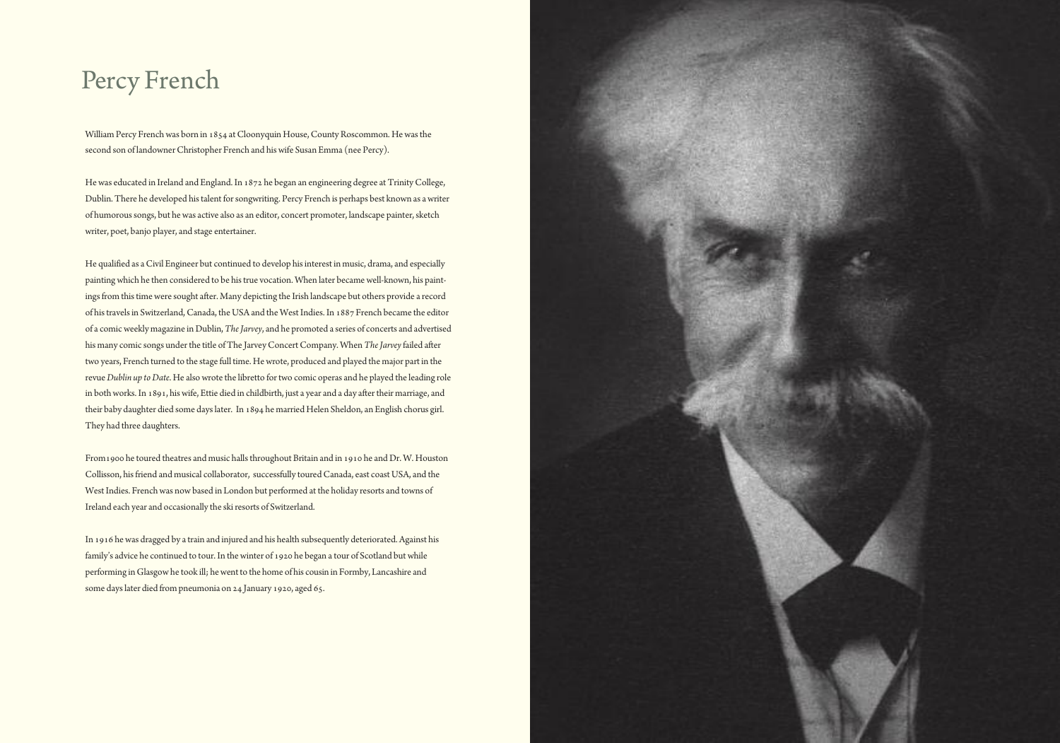# Percy French

William Percy French was born in 1854 at Cloonyquin House, County Roscommon. He was the second son of landowner Christopher French and his wife Susan Emma (nee Percy).

He was educated in Ireland and England. In 1872 he began an engineering degree at Trinity College, Dublin. There he developed his talent for songwriting. Percy French is perhaps best known as a writer of humorous songs, but he was active also as an editor, concert promoter, landscape painter, sketch writer, poet, banjo player, and stage entertainer.

He qualified as a Civil Engineer but continued to develop his interest in music, drama, and especially painting which he then considered to be his true vocation. When later became well-known, his paintings from this time were sought after. Many depicting the Irish landscape but others provide a record of his travels in Switzerland, Canada, the USA and the West Indies. In 1887 French became the editor of a comic weekly magazine in Dublin, *The Jarvey*, and he promoted a series of concerts and advertised his many comic songs under the title of The Jarvey Concert Company. When *The Jarvey* failed after two years, French turned to the stage full time. He wrote, produced and played the major part in the revue *Dublin up to Date*. He also wrote the libretto for two comic operas and he played the leading role in both works. In 1891, his wife, Ettie died in childbirth, just a year and a day after their marriage, and their baby daughter died some days later. In 1894 he married Helen Sheldon, an English chorus girl. They had three daughters.

From1900 he toured theatres and music halls throughout Britain and in 1910 he and Dr. W. Houston Collisson, his friend and musical collaborator, successfully toured Canada, east coast USA, and the West Indies. French was now based in London but performed at the holiday resorts and towns of Ireland each year and occasionally the ski resorts of Switzerland.

In 1916 he was dragged by a train and injured and his health subsequently deteriorated. Against his family's advice he continued to tour. In the winter of 1920 he began a tour of Scotland but while performing in Glasgow he took ill; he went to the home of his cousin in Formby, Lancashire and some days later died from pneumonia on 24 January 1920, aged 65.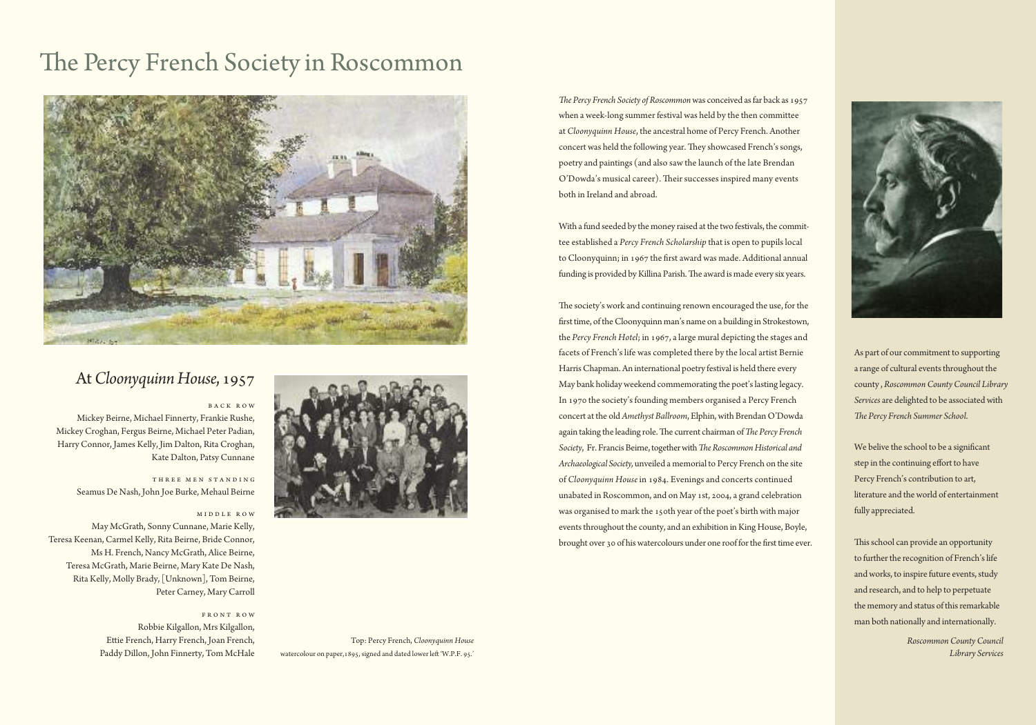# The Percy French Society in Roscommon

## At *Cloonyquinn House*, 1957

BACK ROW

Mickey Beirne, Michael Finnerty, Frankie Rushe, Mickey Croghan, Fergus Beirne, Michael Peter Padian, Harry Connor, James Kelly, Jim Dalton, Rita Croghan, Kate Dalton, Patsy Cunnane

THREE MEN STANDING

Seamus De Nash, John Joe Burke, Mehaul Beirne

MIDDLE ROW

May McGrath, Sonny Cunnane, Marie Kelly, Teresa Keenan, Carmel Kelly, Rita Beirne, Bride Connor, Ms H. French, Nancy McGrath, Alice Beirne, Teresa McGrath, Marie Beirne, Mary Kate De Nash, Rita Kelly, Molly Brady, [Unknown], Tom Beirne, Peter Carney, Mary Carroll

FRONT ROW

Robbie Kilgallon, Mrs Kilgallon, Ettie French, Harry French, Joan French, Paddy Dillon, John Finnerty, Tom McHale

Top: Percy French, *Cloonyquinn House* watercolour on paper, 1895, signed and dated lower left 'W.P.F. 95.'

*The Percy French Society of Roscommon* was conceived as far back as 1957 when a week-long summer festival was held by the then committee at *Cloonyquinn House*, the ancestral home of Percy French. Another concert was held the following year. They showcased French's songs, poetry and paintings (and also saw the launch of the late Brendan O'Dowda's musical career). Their successes inspired many events both in Ireland and abroad.

With a fund seeded by the money raised at the two festivals, the committee established a *Percy French Scholarship* that is open to pupils local to Cloonyquinn; in 1967 the first award was made. Additional annual funding is provided by Killina Parish. The award is made every six years.

The society's work and continuing renown encouraged the use, for the first time, of the Cloonyquinn man's name on a building in Strokestown, the *Percy French Hotel*; in 1967, a large mural depicting the stages and facets of French's life was completed there by the local artist Bernie Harris Chapman. An international poetry festival is held there every May bank holiday weekend commemorating the poet's lasting legacy. In 1970 the society's founding members organised a Percy French concert at the old *Amethyst Ballroom*, Elphin, with Brendan O'Dowda again taking the leading role. The current chairman of *The Percy French Society*, Fr. Francis Beirne, together with *The Roscommon Historical and Archaeological Society*, unveiled a memorial to Percy French on the site of *Cloonyquinn House* in 1984. Evenings and concerts continued unabated in Roscommon, and on May 1st, 2004, a grand celebration was organised to mark the 150th year of the poet's birth with major events throughout the county, and an exhibition in King House, Boyle, brought over 30 of his watercolours under one roof for the first time ever.

As part of our commitment to supporting a range of cultural events throughout the county, *Roscommon County Council Library Services* are delighted to be associated with *The Percy French Summer School*.

We belive the school to be a significant step in the continuing effort to have Percy French's contribution to art, literature and the world of entertainment fully appreciated.

This school can provide an opportunity to further the recognition of French's life and works, to inspire future events, study and research, and to help to perpetuate the memory and status of this remarkable man both nationally and internationally.

*Roscommon County Council Library Services*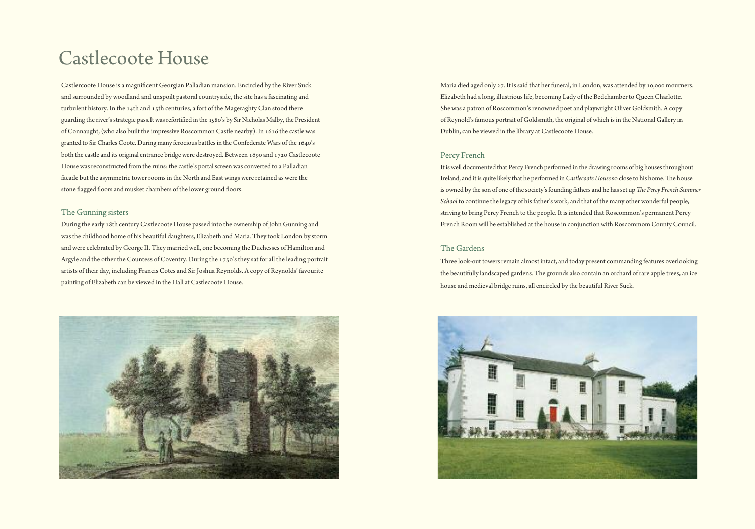# Castlecoote House

Castlercoote House is a magnificent Georgian Palladian mansion. Encircled by the River Suck and surrounded by woodland and unspoilt pastoral countryside, the site has a fascinating and turbulent history. In the 14th and 15th centuries, a fort of the Mageraghty Clan stood there guarding the river's strategic pass.It was refortified in the 1580's by Sir Nicholas Malby, the President of Connaught, (who also built the impressive Roscommon Castle nearby). In 1616 the castle was granted to Sir Charles Coote. During many ferocious battles in the Confederate Wars of the 1640's both the castle and its original entrance bridge were destroyed. Between 1690 and 1720 Castlecoote House was reconstructed from the ruins: the castle's portal screen was converted to a Palladian facade but the asymmetric tower rooms in the North and East wings were retained as were the stone flagged floors and musket chambers of the lower ground floors.

## The Gunning sisters

During the early 18th century Castlecoote House passed into the ownership of John Gunning and was the childhood home of his beautiful daughters, Elizabeth and Maria. They took London by storm and were celebrated by George II. They married well, one becoming the Duchesses of Hamilton and Argyle and the other the Countess of Coventry. During the 1750's they sat for all the leading portrait artists of their day, including Francis Cotes and Sir Joshua Reynolds. A copy of Reynolds' favourite painting of Elizabeth can be viewed in the Hall at Castlecoote House.

Maria died aged only 27. It is said that her funeral, in London, was attended by 10,000 mourners. Elizabeth had a long, illustrious life, becoming Lady of the Bedchamber to Queen Charlotte. She was a patron of Roscommon's renowned poet and playwright Oliver Goldsmith. A copy of Reynold's famous portrait of Goldsmith, the original of which is in the National Gallery in Dublin, can be viewed in the library at Castlecoote House.

## Percy French

It is well documented that Percy French performed in the drawing rooms of big houses throughout Ireland, and it is quite likely that he performed in *Castlecoote House* so close to his home. The house is owned by the son of one of the society's founding fathers and he has set up *The Percy French Summer School* to continue the legacy of his father's work, and that of the many other wonderful people, striving to bring Percy French to the people. It is intended that Roscommon's permanent Percy French Room will be established at the house in conjunction with Roscommom County Council.

## The Gardens

Three look-out towers remain almost intact, and today present commanding features overlooking the beautifully landscaped gardens. The grounds also contain an orchard of rare apple trees, an ice house and medieval bridge ruins, all encircled by the beautiful River Suck.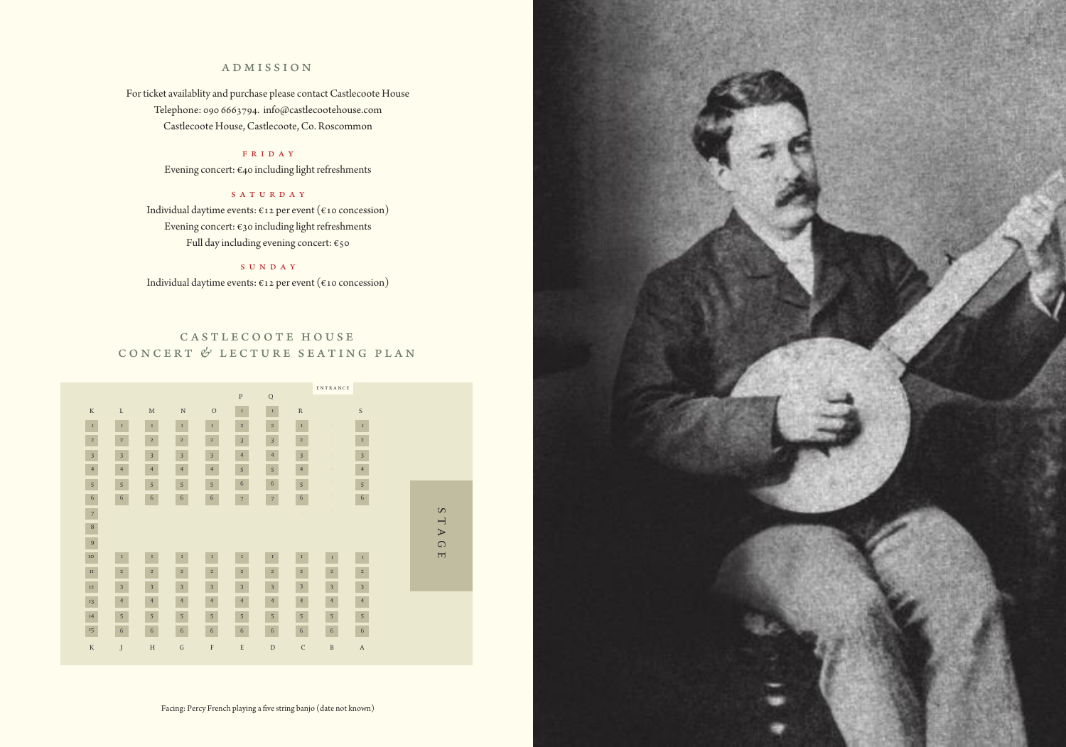## ADMISSION

For ticket availablity and purchase please contact Castlecoote House
Telephone: 090 6663794. info@castlecootehouse.com
Castlecoote House, Castlecoote, Co. Roscommon

### FRIDAY

Evening concert: €40 including light refreshments

### SATURDAY

Individual daytime events: €12 per event (€10 concession)
Evening concert: €30 including light refreshments
Full day including evening concert: €50

### SUNDAY

Individual daytime events: €12 per event (€10 concession)

## CASTLECOOTE HOUSE CONCERT & LECTURE SEATING PLAN

ENTRANCE

P Q

K L M N O R S

STAGE

K J H G F E D C B A

Facing: Percy French playing a five string banjo (date not known)